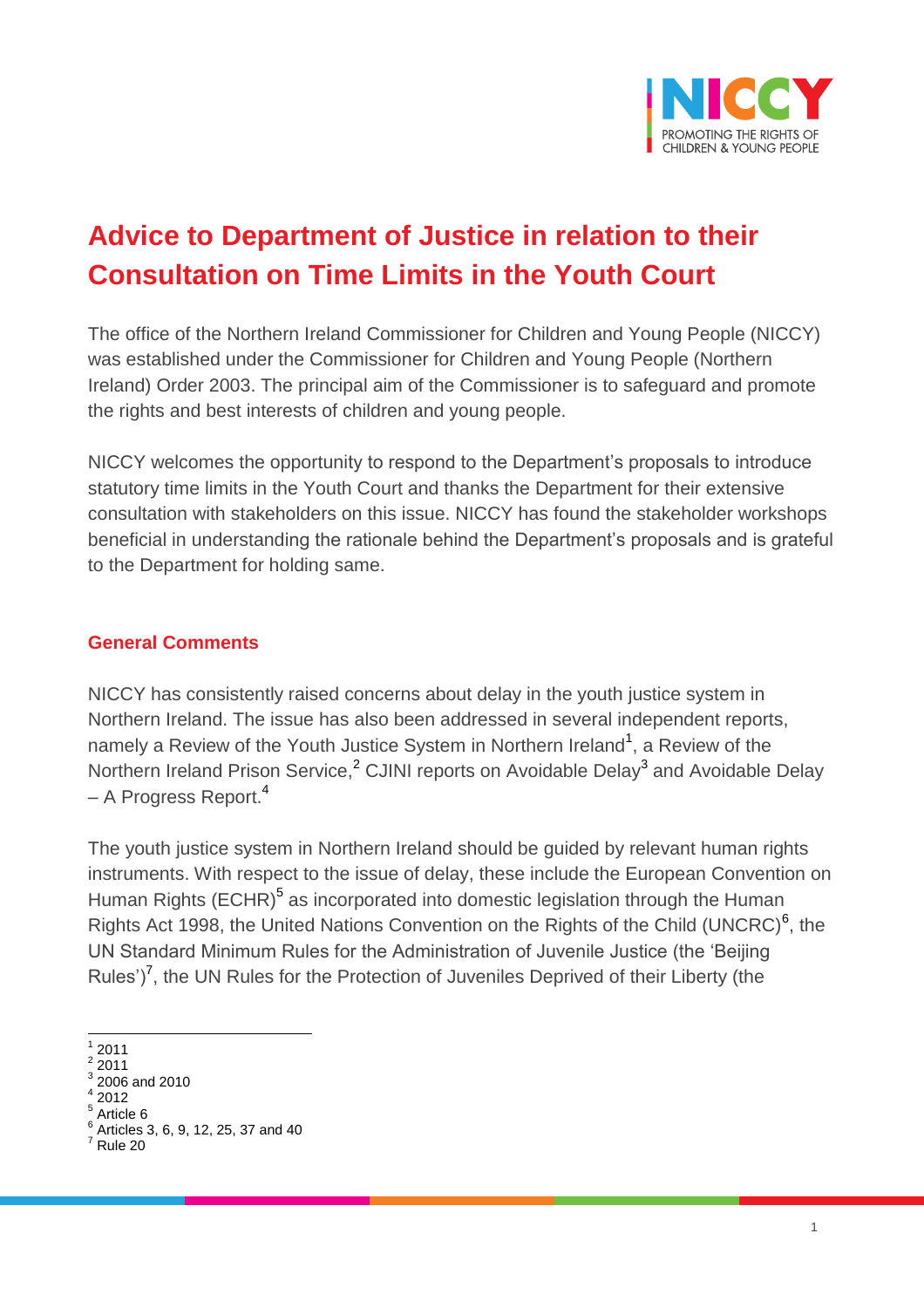# Advice to Department of Justice in relation to their Consultation on Time Limits in the Youth Court

The office of the Northern Ireland Commissioner for Children and Young People (NICCY) was established under the Commissioner for Children and Young People (Northern Ireland) Order 2003. The principal aim of the Commissioner is to safeguard and promote the rights and best interests of children and young people.

NICCY welcomes the opportunity to respond to the Department's proposals to introduce statutory time limits in the Youth Court and thanks the Department for their extensive consultation with stakeholders on this issue. NICCY has found the stakeholder workshops beneficial in understanding the rationale behind the Department's proposals and is grateful to the Department for holding same.

## General Comments

NICCY has consistently raised concerns about delay in the youth justice system in Northern Ireland. The issue has also been addressed in several independent reports, namely a Review of the Youth Justice System in Northern Ireland[1], a Review of the Northern Ireland Prison Service,[2] CJINI reports on Avoidable Delay[3] and Avoidable Delay – A Progress Report.[4]

The youth justice system in Northern Ireland should be guided by relevant human rights instruments. With respect to the issue of delay, these include the European Convention on Human Rights (ECHR)[5] as incorporated into domestic legislation through the Human Rights Act 1998, the United Nations Convention on the Rights of the Child (UNCRC)[6], the UN Standard Minimum Rules for the Administration of Juvenile Justice (the 'Beijing Rules')[7], the UN Rules for the Protection of Juveniles Deprived of their Liberty (the

---

[1] 2011
[2] 2011
[3] 2006 and 2010
[4] 2012
[5] Article 6
[6] Articles 3, 6, 9, 12, 25, 37 and 40
[7] Rule 20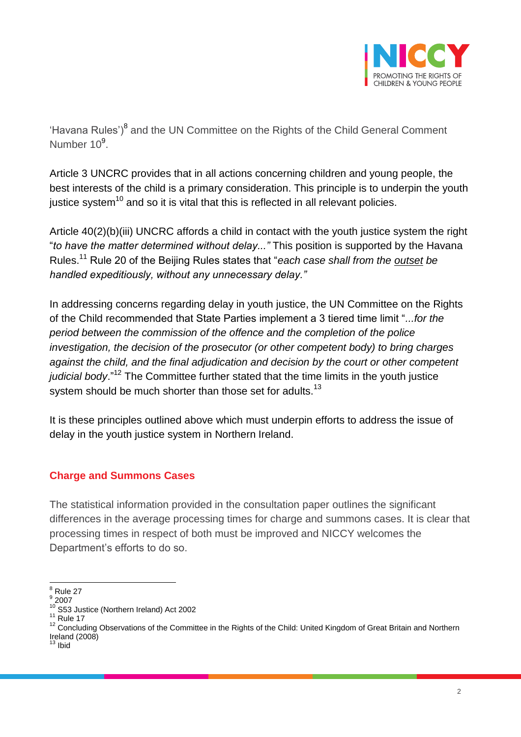'Havana Rules')[8] and the UN Committee on the Rights of the Child General Comment Number 10[9].

Article 3 UNCRC provides that in all actions concerning children and young people, the best interests of the child is a primary consideration. This principle is to underpin the youth justice system[10] and so it is vital that this is reflected in all relevant policies.

Article 40(2)(b)(iii) UNCRC affords a child in contact with the youth justice system the right "*to have the matter determined without delay...*" This position is supported by the Havana Rules.[11] Rule 20 of the Beijing Rules states that "*each case shall from the outset be handled expeditiously, without any unnecessary delay.*"

In addressing concerns regarding delay in youth justice, the UN Committee on the Rights of the Child recommended that State Parties implement a 3 tiered time limit "*...for the period between the commission of the offence and the completion of the police investigation, the decision of the prosecutor (or other competent body) to bring charges against the child, and the final adjudication and decision by the court or other competent judicial body*."[12] The Committee further stated that the time limits in the youth justice system should be much shorter than those set for adults.[13]

It is these principles outlined above which must underpin efforts to address the issue of delay in the youth justice system in Northern Ireland.

## Charge and Summons Cases

The statistical information provided in the consultation paper outlines the significant differences in the average processing times for charge and summons cases. It is clear that processing times in respect of both must be improved and NICCY welcomes the Department's efforts to do so.

---

[8] Rule 27
[9] 2007
[10] S53 Justice (Northern Ireland) Act 2002
[11] Rule 17
[12] Concluding Observations of the Committee in the Rights of the Child: United Kingdom of Great Britain and Northern Ireland (2008)
[13] Ibid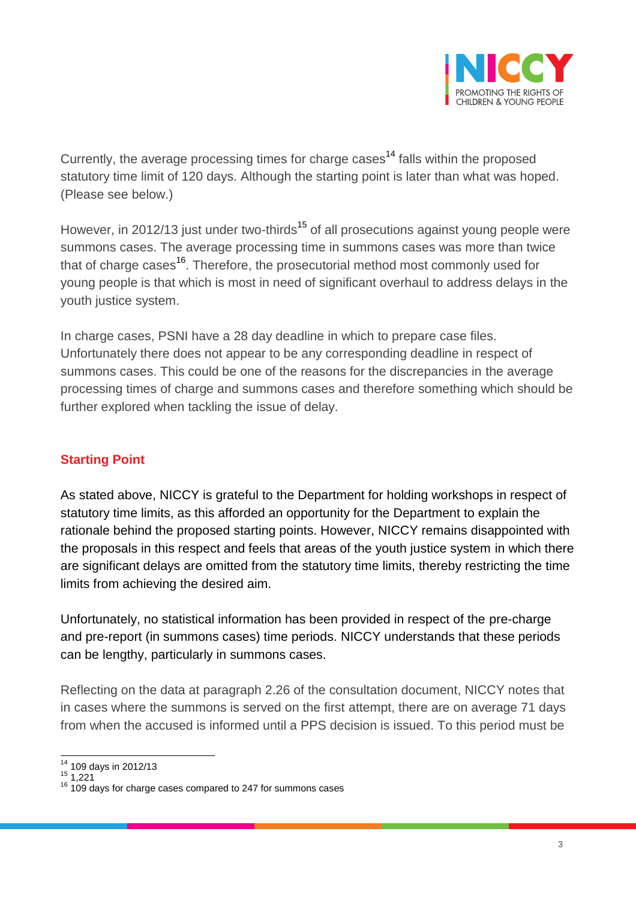Currently, the average processing times for charge cases[14] falls within the proposed statutory time limit of 120 days. Although the starting point is later than what was hoped. (Please see below.)

However, in 2012/13 just under two-thirds[15] of all prosecutions against young people were summons cases. The average processing time in summons cases was more than twice that of charge cases[16]. Therefore, the prosecutorial method most commonly used for young people is that which is most in need of significant overhaul to address delays in the youth justice system.

In charge cases, PSNI have a 28 day deadline in which to prepare case files. Unfortunately there does not appear to be any corresponding deadline in respect of summons cases. This could be one of the reasons for the discrepancies in the average processing times of charge and summons cases and therefore something which should be further explored when tackling the issue of delay.

## Starting Point

As stated above, NICCY is grateful to the Department for holding workshops in respect of statutory time limits, as this afforded an opportunity for the Department to explain the rationale behind the proposed starting points. However, NICCY remains disappointed with the proposals in this respect and feels that areas of the youth justice system in which there are significant delays are omitted from the statutory time limits, thereby restricting the time limits from achieving the desired aim.

Unfortunately, no statistical information has been provided in respect of the pre-charge and pre-report (in summons cases) time periods. NICCY understands that these periods can be lengthy, particularly in summons cases.

Reflecting on the data at paragraph 2.26 of the consultation document, NICCY notes that in cases where the summons is served on the first attempt, there are on average 71 days from when the accused is informed until a PPS decision is issued. To this period must be

---

[14] 109 days in 2012/13

[15] 1,221

[16] 109 days for charge cases compared to 247 for summons cases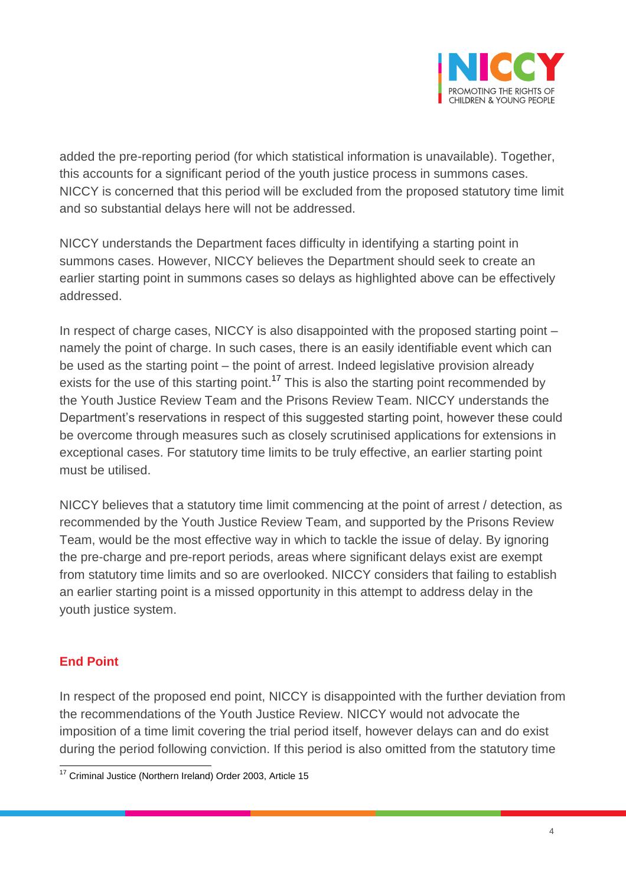added the pre-reporting period (for which statistical information is unavailable). Together, this accounts for a significant period of the youth justice process in summons cases. NICCY is concerned that this period will be excluded from the proposed statutory time limit and so substantial delays here will not be addressed.

NICCY understands the Department faces difficulty in identifying a starting point in summons cases. However, NICCY believes the Department should seek to create an earlier starting point in summons cases so delays as highlighted above can be effectively addressed.

In respect of charge cases, NICCY is also disappointed with the proposed starting point – namely the point of charge. In such cases, there is an easily identifiable event which can be used as the starting point – the point of arrest. Indeed legislative provision already exists for the use of this starting point.[17] This is also the starting point recommended by the Youth Justice Review Team and the Prisons Review Team. NICCY understands the Department's reservations in respect of this suggested starting point, however these could be overcome through measures such as closely scrutinised applications for extensions in exceptional cases. For statutory time limits to be truly effective, an earlier starting point must be utilised.

NICCY believes that a statutory time limit commencing at the point of arrest / detection, as recommended by the Youth Justice Review Team, and supported by the Prisons Review Team, would be the most effective way in which to tackle the issue of delay. By ignoring the pre-charge and pre-report periods, areas where significant delays exist are exempt from statutory time limits and so are overlooked. NICCY considers that failing to establish an earlier starting point is a missed opportunity in this attempt to address delay in the youth justice system.

## End Point

In respect of the proposed end point, NICCY is disappointed with the further deviation from the recommendations of the Youth Justice Review. NICCY would not advocate the imposition of a time limit covering the trial period itself, however delays can and do exist during the period following conviction. If this period is also omitted from the statutory time

[17] Criminal Justice (Northern Ireland) Order 2003, Article 15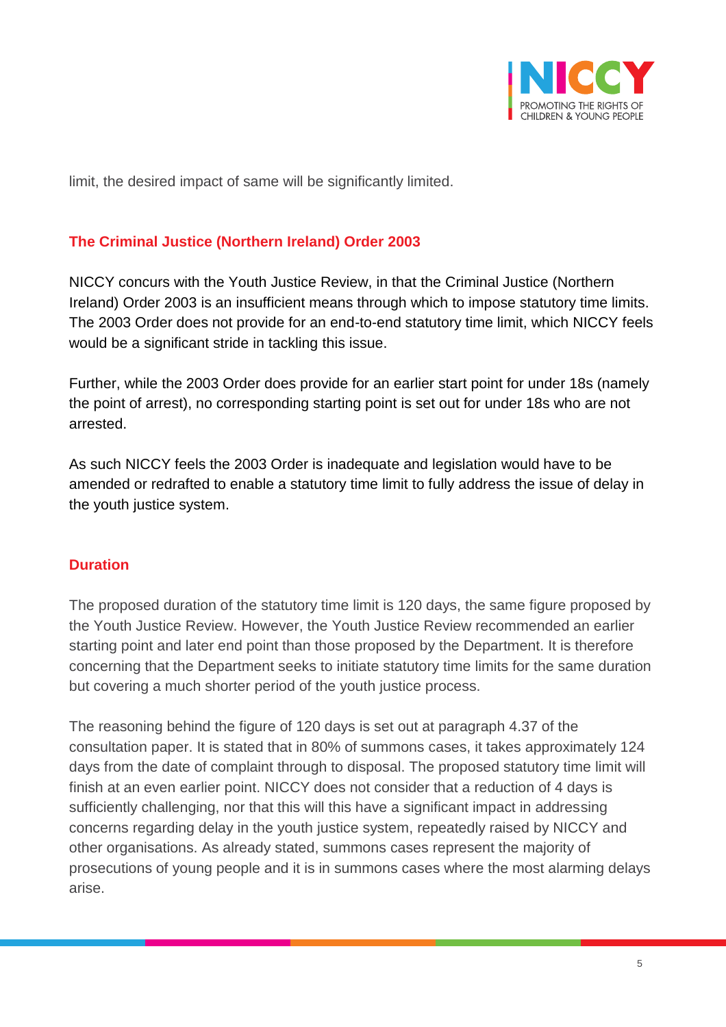limit, the desired impact of same will be significantly limited.

## The Criminal Justice (Northern Ireland) Order 2003

NICCY concurs with the Youth Justice Review, in that the Criminal Justice (Northern Ireland) Order 2003 is an insufficient means through which to impose statutory time limits. The 2003 Order does not provide for an end-to-end statutory time limit, which NICCY feels would be a significant stride in tackling this issue.

Further, while the 2003 Order does provide for an earlier start point for under 18s (namely the point of arrest), no corresponding starting point is set out for under 18s who are not arrested.

As such NICCY feels the 2003 Order is inadequate and legislation would have to be amended or redrafted to enable a statutory time limit to fully address the issue of delay in the youth justice system.

## Duration

The proposed duration of the statutory time limit is 120 days, the same figure proposed by the Youth Justice Review. However, the Youth Justice Review recommended an earlier starting point and later end point than those proposed by the Department. It is therefore concerning that the Department seeks to initiate statutory time limits for the same duration but covering a much shorter period of the youth justice process.

The reasoning behind the figure of 120 days is set out at paragraph 4.37 of the consultation paper. It is stated that in 80% of summons cases, it takes approximately 124 days from the date of complaint through to disposal. The proposed statutory time limit will finish at an even earlier point. NICCY does not consider that a reduction of 4 days is sufficiently challenging, nor that this will this have a significant impact in addressing concerns regarding delay in the youth justice system, repeatedly raised by NICCY and other organisations. As already stated, summons cases represent the majority of prosecutions of young people and it is in summons cases where the most alarming delays arise.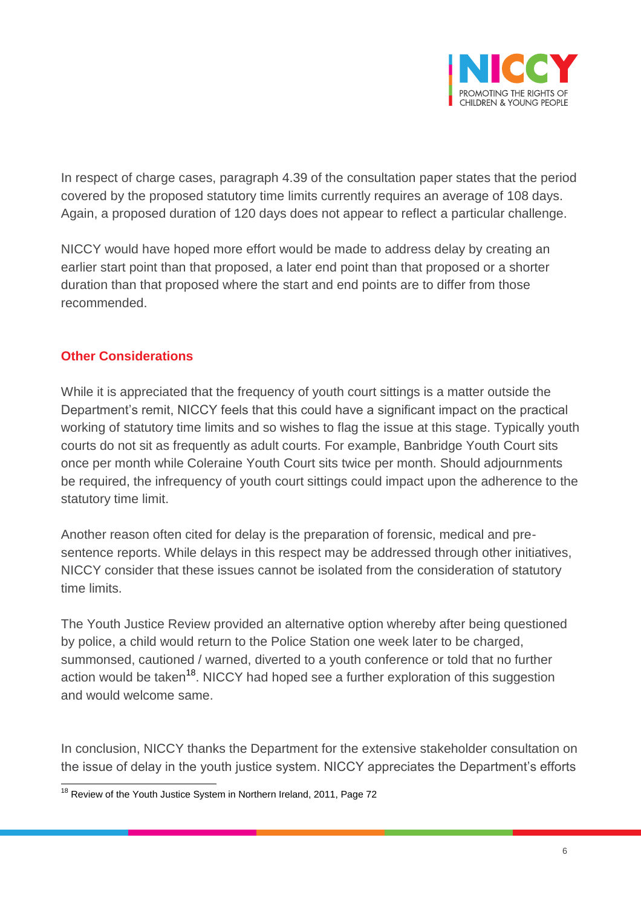In respect of charge cases, paragraph 4.39 of the consultation paper states that the period covered by the proposed statutory time limits currently requires an average of 108 days. Again, a proposed duration of 120 days does not appear to reflect a particular challenge.

NICCY would have hoped more effort would be made to address delay by creating an earlier start point than that proposed, a later end point than that proposed or a shorter duration than that proposed where the start and end points are to differ from those recommended.

## Other Considerations

While it is appreciated that the frequency of youth court sittings is a matter outside the Department's remit, NICCY feels that this could have a significant impact on the practical working of statutory time limits and so wishes to flag the issue at this stage. Typically youth courts do not sit as frequently as adult courts. For example, Banbridge Youth Court sits once per month while Coleraine Youth Court sits twice per month. Should adjournments be required, the infrequency of youth court sittings could impact upon the adherence to the statutory time limit.

Another reason often cited for delay is the preparation of forensic, medical and pre-sentence reports. While delays in this respect may be addressed through other initiatives, NICCY consider that these issues cannot be isolated from the consideration of statutory time limits.

The Youth Justice Review provided an alternative option whereby after being questioned by police, a child would return to the Police Station one week later to be charged, summonsed, cautioned / warned, diverted to a youth conference or told that no further action would be taken[18]. NICCY had hoped see a further exploration of this suggestion and would welcome same.

In conclusion, NICCY thanks the Department for the extensive stakeholder consultation on the issue of delay in the youth justice system. NICCY appreciates the Department's efforts

[18] Review of the Youth Justice System in Northern Ireland, 2011, Page 72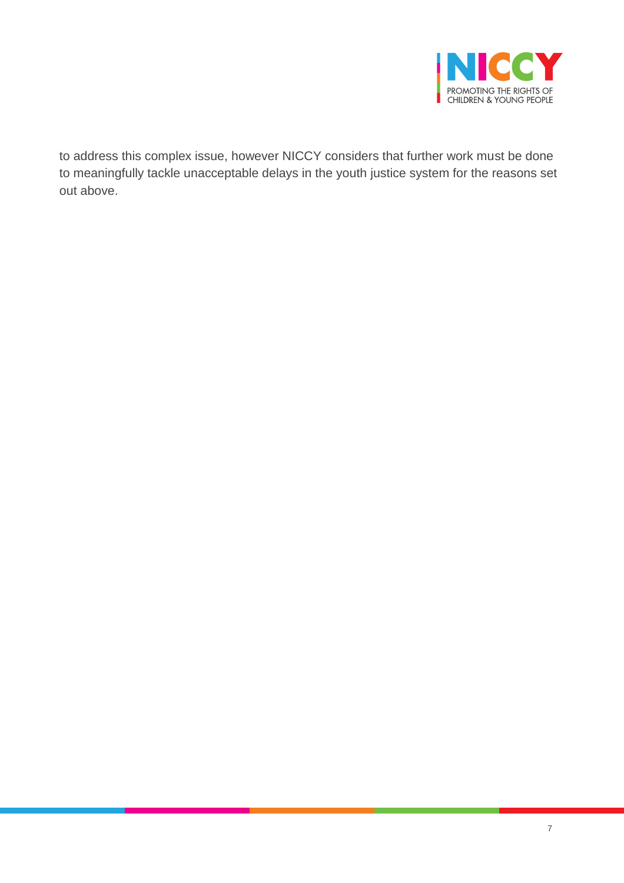to address this complex issue, however NICCY considers that further work must be done to meaningfully tackle unacceptable delays in the youth justice system for the reasons set out above.